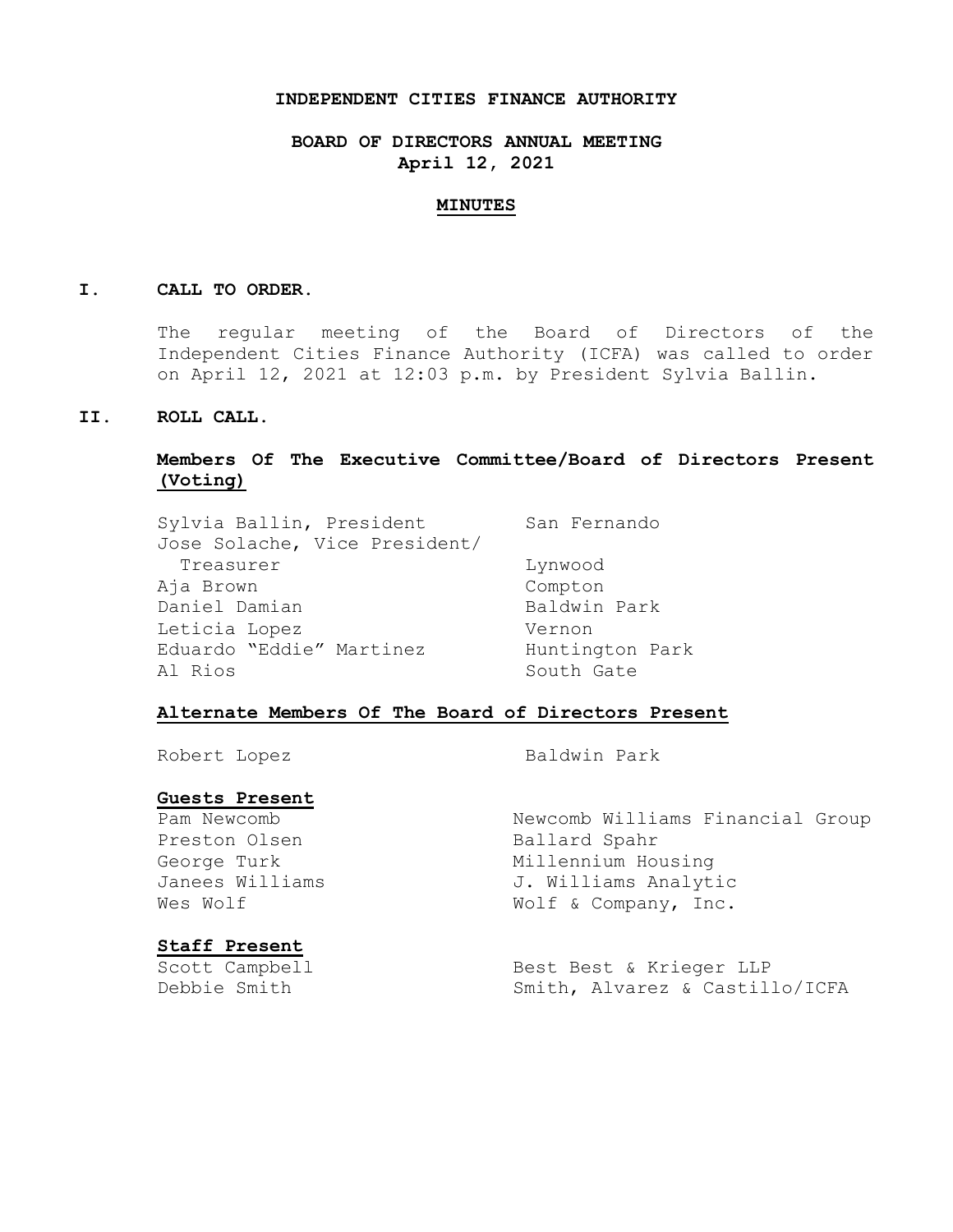# INDEPENDENT CITIES FINANCE AUTHORITY

## BOARD OF DIRECTORS ANNUAL MEETING
## April 12, 2021

## MINUTES

### I. CALL TO ORDER.

The regular meeting of the Board of Directors of the Independent Cities Finance Authority (ICFA) was called to order on April 12, 2021 at 12:03 p.m. by President Sylvia Ballin.

### II. ROLL CALL.

**Members Of The Executive Committee/Board of Directors Present (Voting)**

| | |
|---|---|
| Sylvia Ballin, President | San Fernando |
| Jose Solache, Vice President/ Treasurer | Lynwood |
| Aja Brown | Compton |
| Daniel Damian | Baldwin Park |
| Leticia Lopez | Vernon |
| Eduardo "Eddie" Martinez | Huntington Park |
| Al Rios | South Gate |

**Alternate Members Of The Board of Directors Present**

| | |
|---|---|
| Robert Lopez | Baldwin Park |

**Guests Present**

| | |
|---|---|
| Pam Newcomb | Newcomb Williams Financial Group |
| Preston Olsen | Ballard Spahr |
| George Turk | Millennium Housing |
| Janees Williams | J. Williams Analytic |
| Wes Wolf | Wolf & Company, Inc. |

**Staff Present**

| | |
|---|---|
| Scott Campbell | Best Best & Krieger LLP |
| Debbie Smith | Smith, Alvarez & Castillo/ICFA |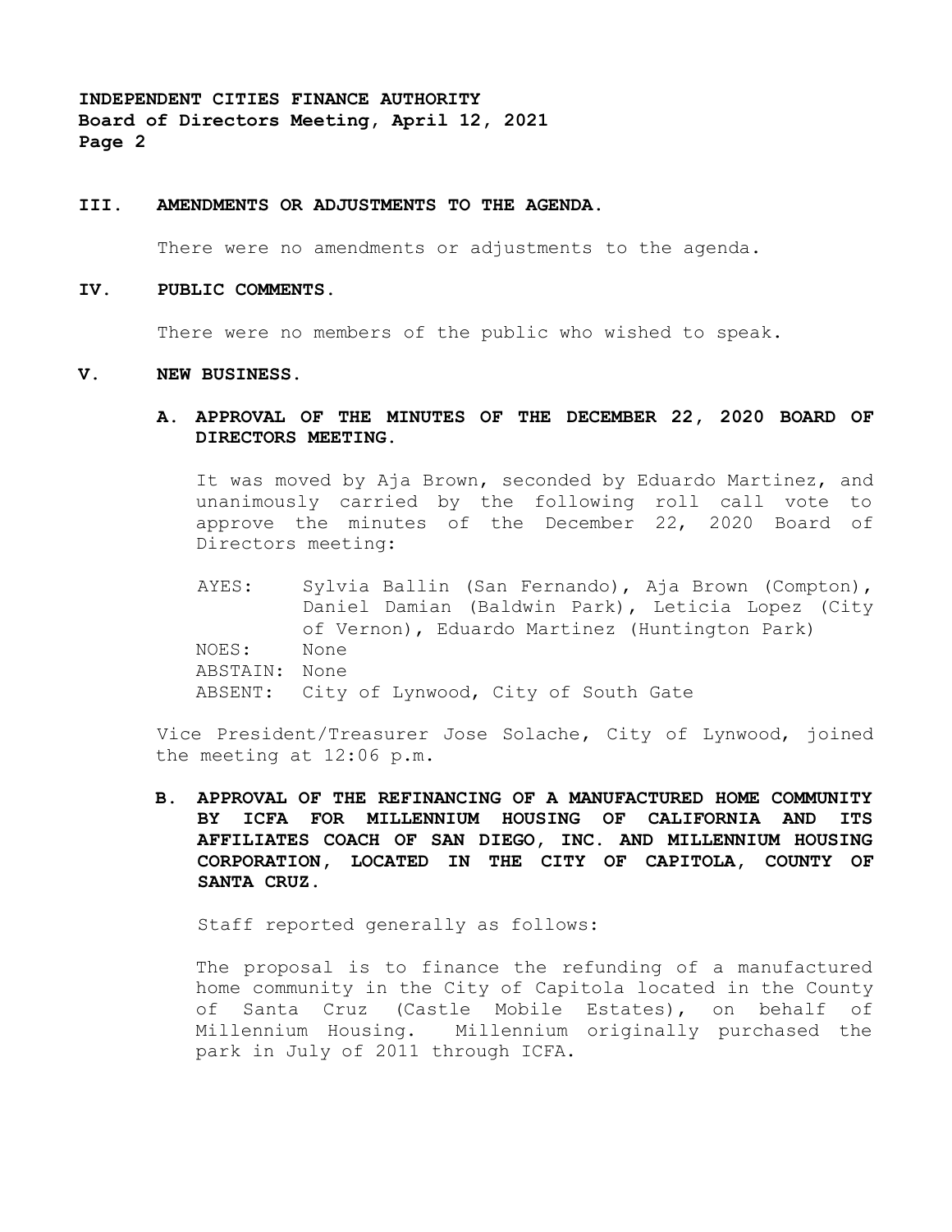### III. AMENDMENTS OR ADJUSTMENTS TO THE AGENDA.

There were no amendments or adjustments to the agenda.

### IV. PUBLIC COMMENTS.

There were no members of the public who wished to speak.

### V. NEW BUSINESS.

#### A. APPROVAL OF THE MINUTES OF THE DECEMBER 22, 2020 BOARD OF DIRECTORS MEETING.

It was moved by Aja Brown, seconded by Eduardo Martinez, and unanimously carried by the following roll call vote to approve the minutes of the December 22, 2020 Board of Directors meeting:

AYES: Sylvia Ballin (San Fernando), Aja Brown (Compton), Daniel Damian (Baldwin Park), Leticia Lopez (City of Vernon), Eduardo Martinez (Huntington Park)
NOES: None
ABSTAIN: None
ABSENT: City of Lynwood, City of South Gate

Vice President/Treasurer Jose Solache, City of Lynwood, joined the meeting at 12:06 p.m.

#### B. APPROVAL OF THE REFINANCING OF A MANUFACTURED HOME COMMUNITY BY ICFA FOR MILLENNIUM HOUSING OF CALIFORNIA AND ITS AFFILIATES COACH OF SAN DIEGO, INC. AND MILLENNIUM HOUSING CORPORATION, LOCATED IN THE CITY OF CAPITOLA, COUNTY OF SANTA CRUZ.

Staff reported generally as follows:

The proposal is to finance the refunding of a manufactured home community in the City of Capitola located in the County of Santa Cruz (Castle Mobile Estates), on behalf of Millennium Housing. Millennium originally purchased the park in July of 2011 through ICFA.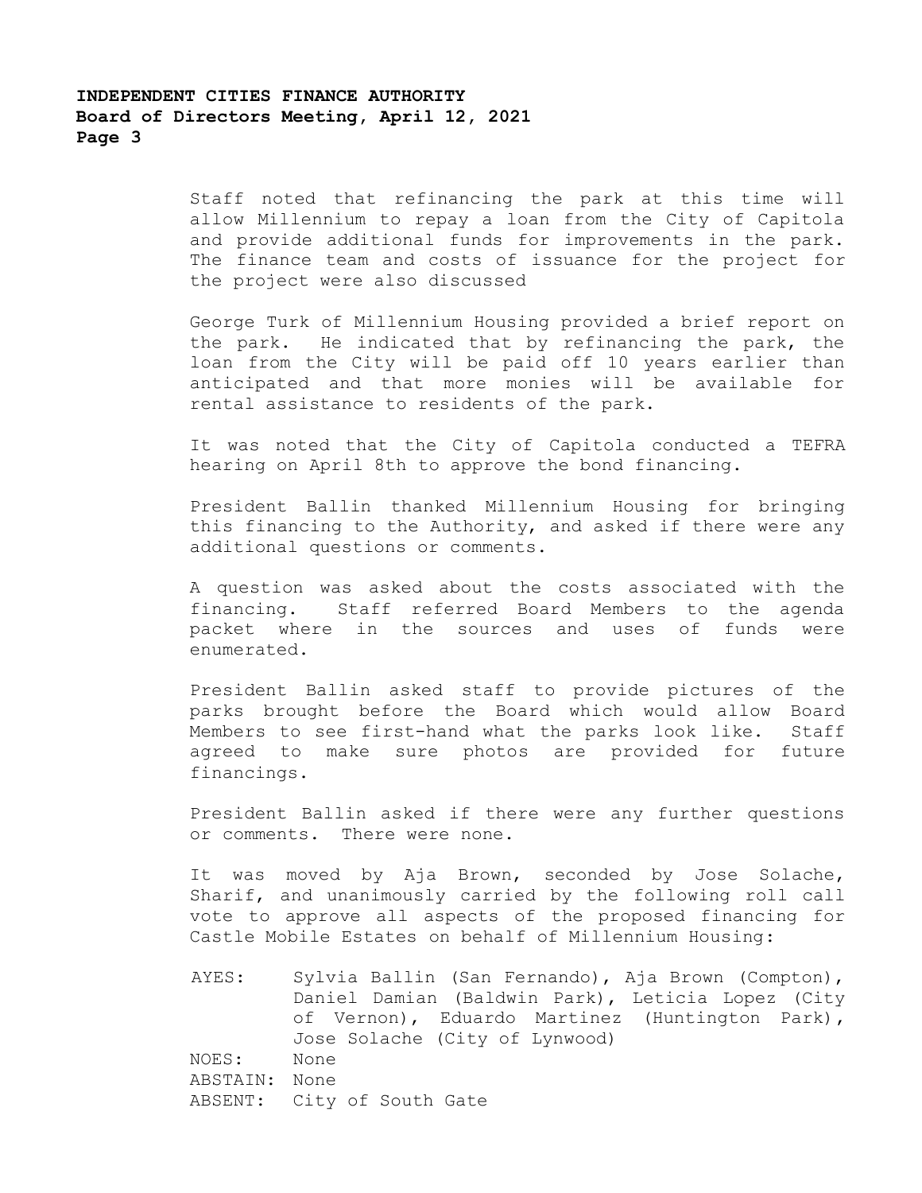Staff noted that refinancing the park at this time will allow Millennium to repay a loan from the City of Capitola and provide additional funds for improvements in the park. The finance team and costs of issuance for the project for the project were also discussed

George Turk of Millennium Housing provided a brief report on the park. He indicated that by refinancing the park, the loan from the City will be paid off 10 years earlier than anticipated and that more monies will be available for rental assistance to residents of the park.

It was noted that the City of Capitola conducted a TEFRA hearing on April 8th to approve the bond financing.

President Ballin thanked Millennium Housing for bringing this financing to the Authority, and asked if there were any additional questions or comments.

A question was asked about the costs associated with the financing. Staff referred Board Members to the agenda packet where in the sources and uses of funds were enumerated.

President Ballin asked staff to provide pictures of the parks brought before the Board which would allow Board Members to see first-hand what the parks look like. Staff agreed to make sure photos are provided for future financings.

President Ballin asked if there were any further questions or comments. There were none.

It was moved by Aja Brown, seconded by Jose Solache, Sharif, and unanimously carried by the following roll call vote to approve all aspects of the proposed financing for Castle Mobile Estates on behalf of Millennium Housing:

AYES: Sylvia Ballin (San Fernando), Aja Brown (Compton), Daniel Damian (Baldwin Park), Leticia Lopez (City of Vernon), Eduardo Martinez (Huntington Park), Jose Solache (City of Lynwood)
NOES: None
ABSTAIN: None
ABSENT: City of South Gate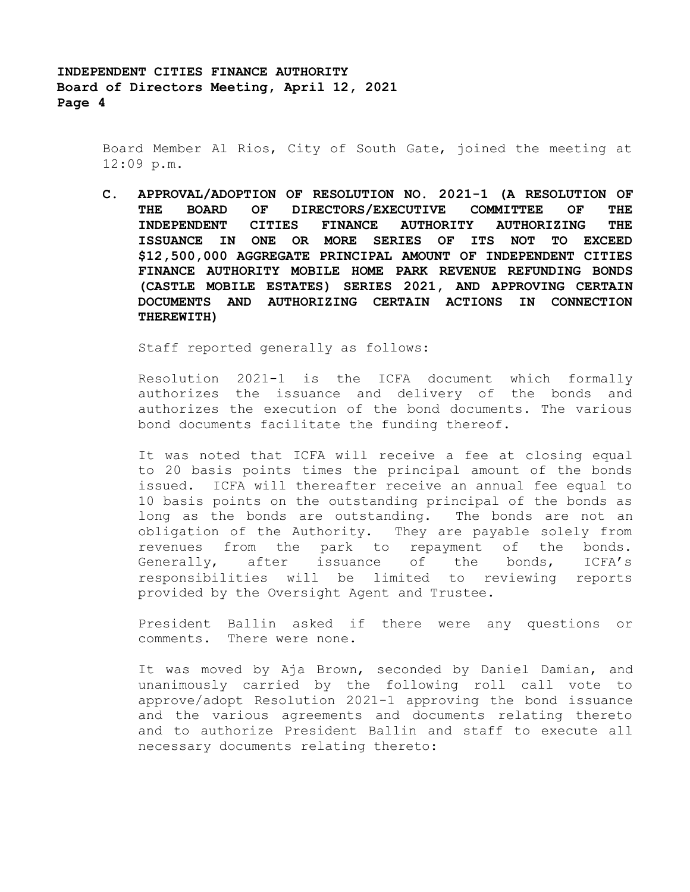Board Member Al Rios, City of South Gate, joined the meeting at 12:09 p.m.

**C. APPROVAL/ADOPTION OF RESOLUTION NO. 2021-1 (A RESOLUTION OF THE BOARD OF DIRECTORS/EXECUTIVE COMMITTEE OF THE INDEPENDENT CITIES FINANCE AUTHORITY AUTHORIZING THE ISSUANCE IN ONE OR MORE SERIES OF ITS NOT TO EXCEED $12,500,000 AGGREGATE PRINCIPAL AMOUNT OF INDEPENDENT CITIES FINANCE AUTHORITY MOBILE HOME PARK REVENUE REFUNDING BONDS (CASTLE MOBILE ESTATES) SERIES 2021, AND APPROVING CERTAIN DOCUMENTS AND AUTHORIZING CERTAIN ACTIONS IN CONNECTION THEREWITH)**

Staff reported generally as follows:

Resolution 2021-1 is the ICFA document which formally authorizes the issuance and delivery of the bonds and authorizes the execution of the bond documents. The various bond documents facilitate the funding thereof.

It was noted that ICFA will receive a fee at closing equal to 20 basis points times the principal amount of the bonds issued. ICFA will thereafter receive an annual fee equal to 10 basis points on the outstanding principal of the bonds as long as the bonds are outstanding. The bonds are not an obligation of the Authority. They are payable solely from revenues from the park to repayment of the bonds. Generally, after issuance of the bonds, ICFA's responsibilities will be limited to reviewing reports provided by the Oversight Agent and Trustee.

President Ballin asked if there were any questions or comments. There were none.

It was moved by Aja Brown, seconded by Daniel Damian, and unanimously carried by the following roll call vote to approve/adopt Resolution 2021-1 approving the bond issuance and the various agreements and documents relating thereto and to authorize President Ballin and staff to execute all necessary documents relating thereto: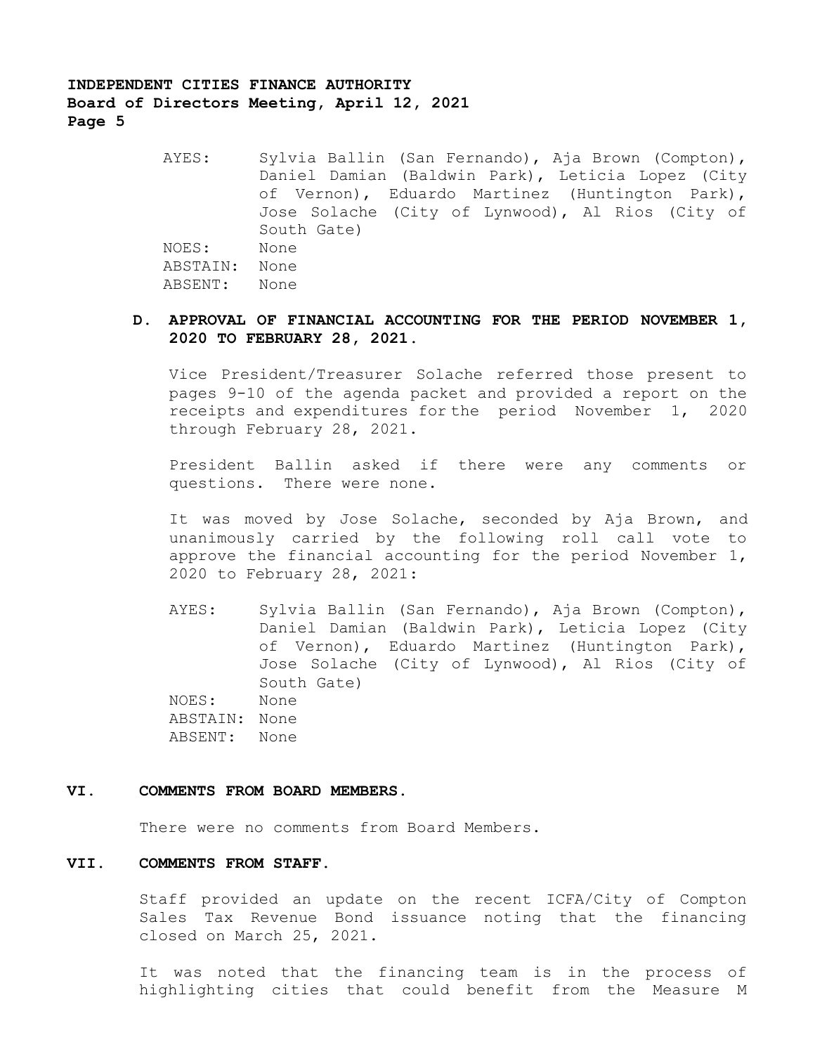AYES: Sylvia Ballin (San Fernando), Aja Brown (Compton), Daniel Damian (Baldwin Park), Leticia Lopez (City of Vernon), Eduardo Martinez (Huntington Park), Jose Solache (City of Lynwood), Al Rios (City of South Gate)
NOES: None
ABSTAIN: None
ABSENT: None

**D. APPROVAL OF FINANCIAL ACCOUNTING FOR THE PERIOD NOVEMBER 1, 2020 TO FEBRUARY 28, 2021.**

Vice President/Treasurer Solache referred those present to pages 9-10 of the agenda packet and provided a report on the receipts and expenditures for the period November 1, 2020 through February 28, 2021.

President Ballin asked if there were any comments or questions. There were none.

It was moved by Jose Solache, seconded by Aja Brown, and unanimously carried by the following roll call vote to approve the financial accounting for the period November 1, 2020 to February 28, 2021:

AYES: Sylvia Ballin (San Fernando), Aja Brown (Compton), Daniel Damian (Baldwin Park), Leticia Lopez (City of Vernon), Eduardo Martinez (Huntington Park), Jose Solache (City of Lynwood), Al Rios (City of South Gate)
NOES: None
ABSTAIN: None
ABSENT: None

## VI. COMMENTS FROM BOARD MEMBERS.

There were no comments from Board Members.

## VII. COMMENTS FROM STAFF.

Staff provided an update on the recent ICFA/City of Compton Sales Tax Revenue Bond issuance noting that the financing closed on March 25, 2021.

It was noted that the financing team is in the process of highlighting cities that could benefit from the Measure M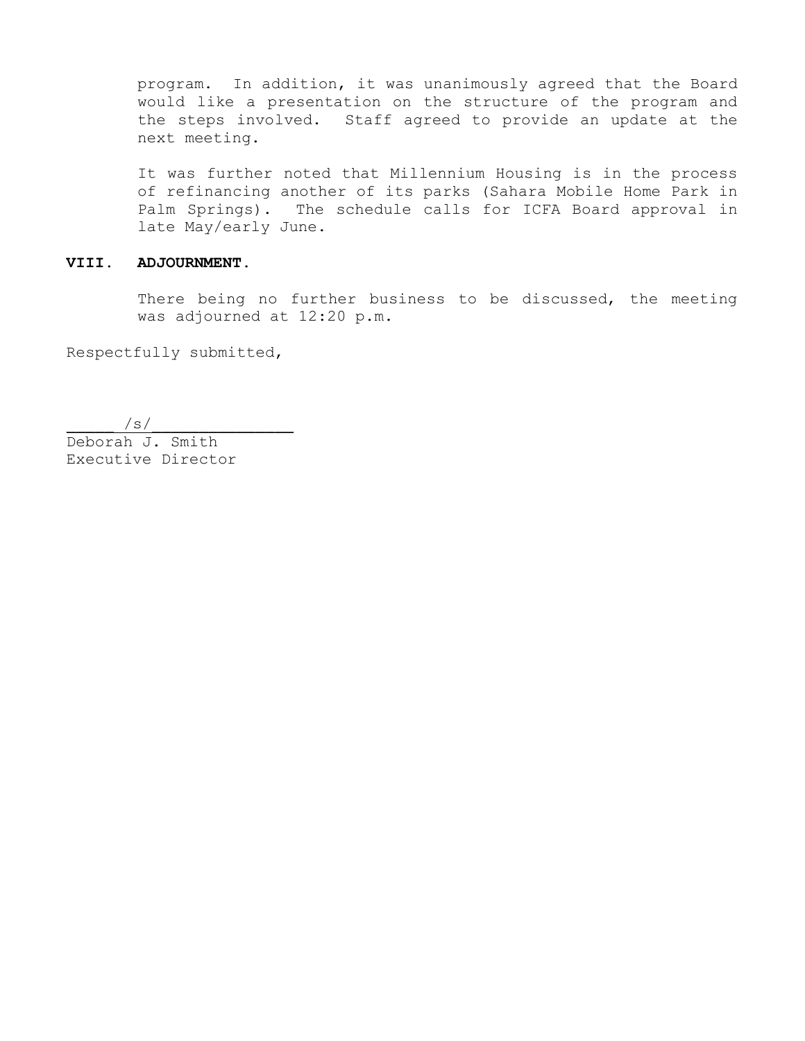program. In addition, it was unanimously agreed that the Board would like a presentation on the structure of the program and the steps involved. Staff agreed to provide an update at the next meeting.

It was further noted that Millennium Housing is in the process of refinancing another of its parks (Sahara Mobile Home Park in Palm Springs). The schedule calls for ICFA Board approval in late May/early June.

**VIII. ADJOURNMENT.**

There being no further business to be discussed, the meeting was adjourned at 12:20 p.m.

Respectfully submitted,

/s/

Deborah J. Smith
Executive Director